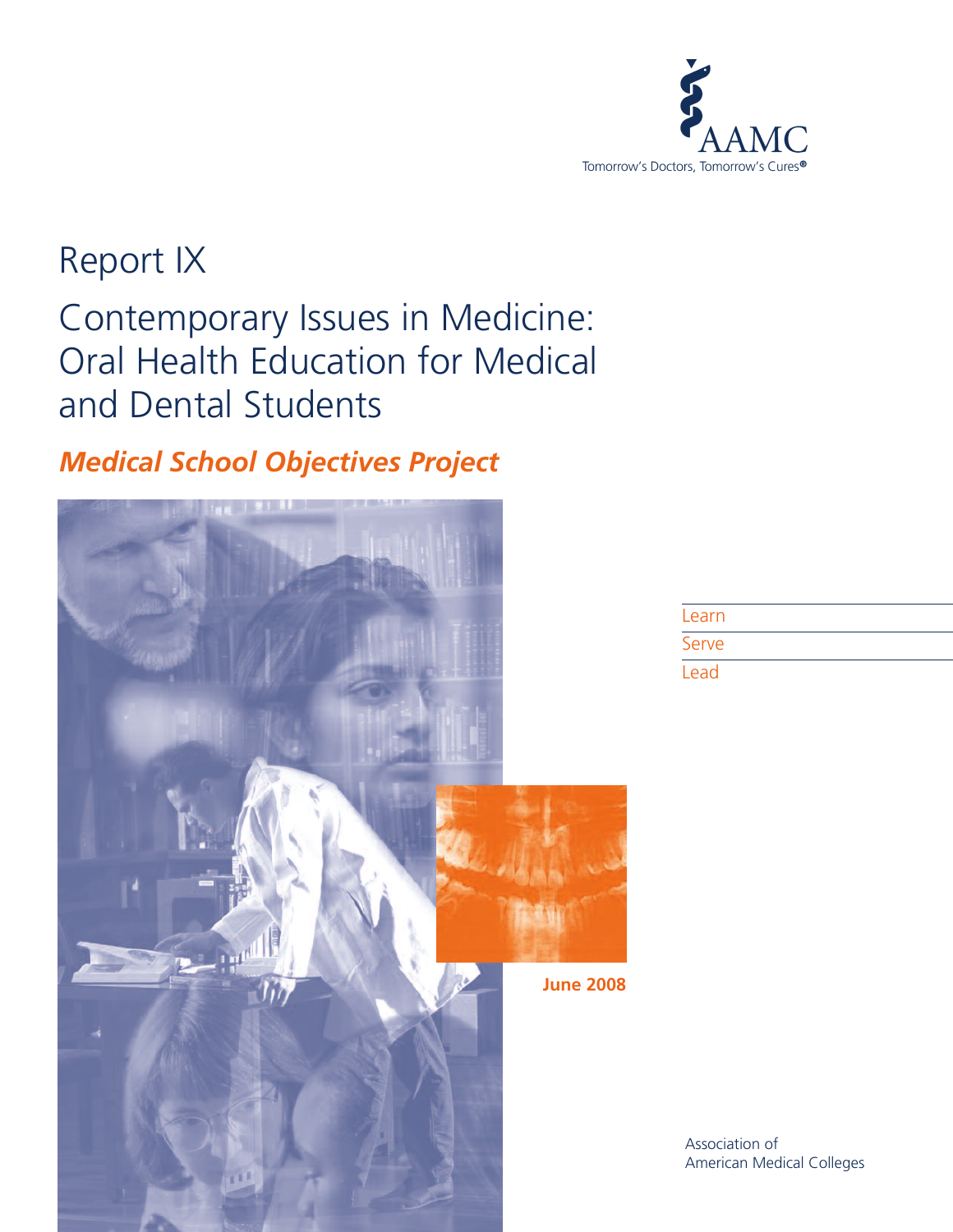AAMC

Tomorrow's Doctors, Tomorrow's Cures®

# Report IX

# Contemporary Issues in Medicine: Oral Health Education for Medical and Dental Students

## *Medical School Objectives Project*

June 2008

Learn

Serve

Lead

Association of American Medical Colleges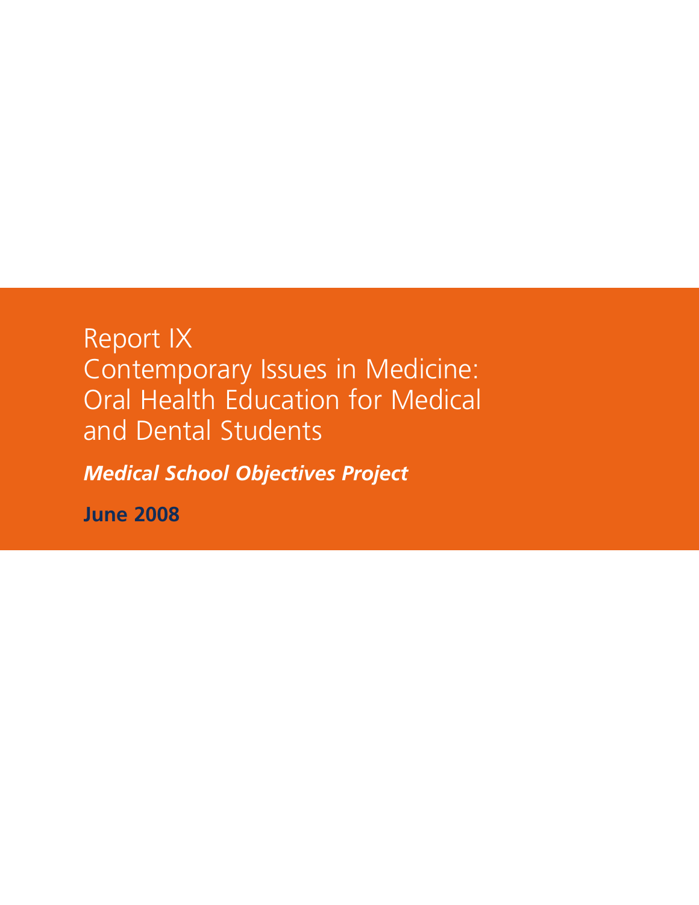# Report IX
# Contemporary Issues in Medicine: Oral Health Education for Medical and Dental Students

***Medical School Objectives Project***

**June 2008**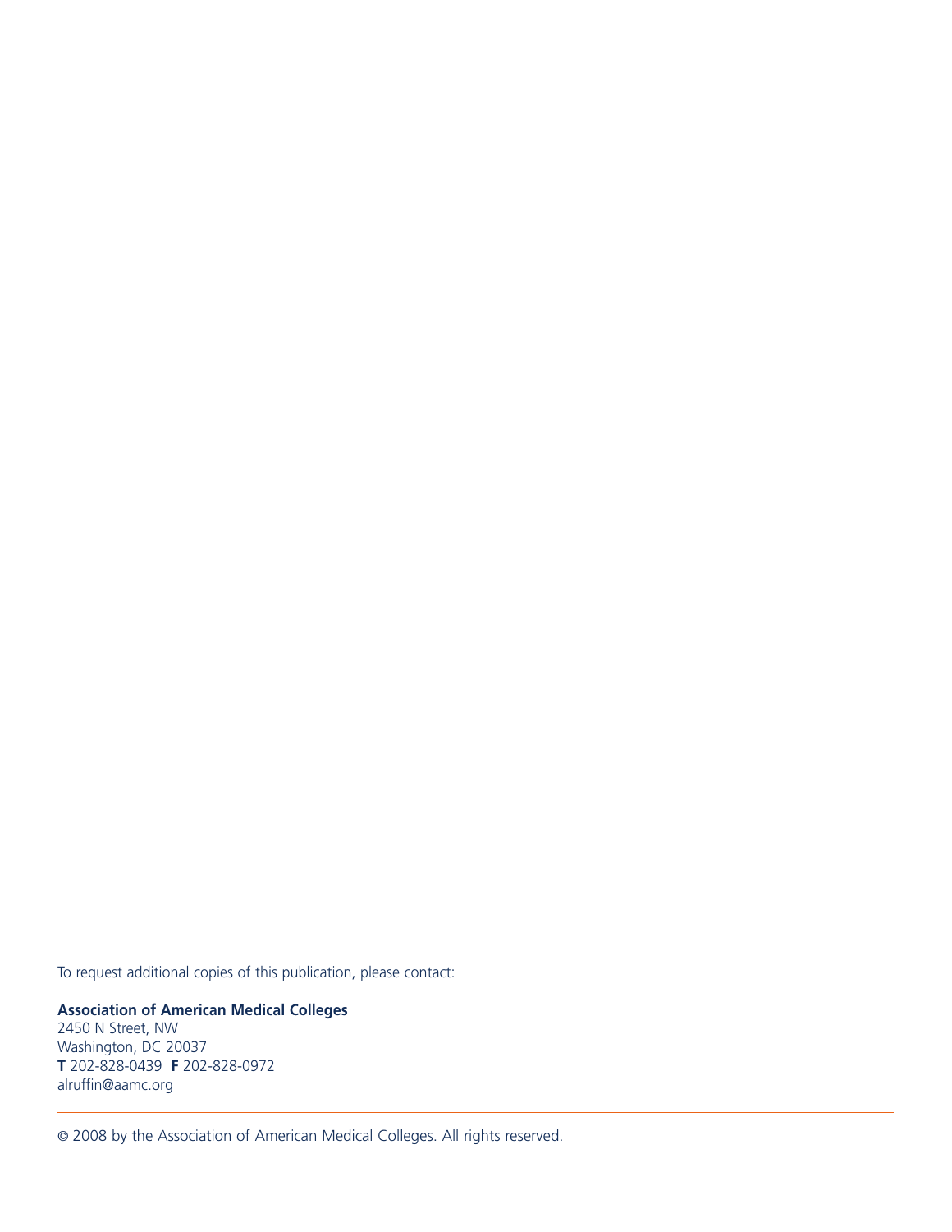To request additional copies of this publication, please contact:

**Association of American Medical Colleges**
2450 N Street, NW
Washington, DC 20037
**T** 202-828-0439 **F** 202-828-0972
alruffin@aamc.org

---

© 2008 by the Association of American Medical Colleges. All rights reserved.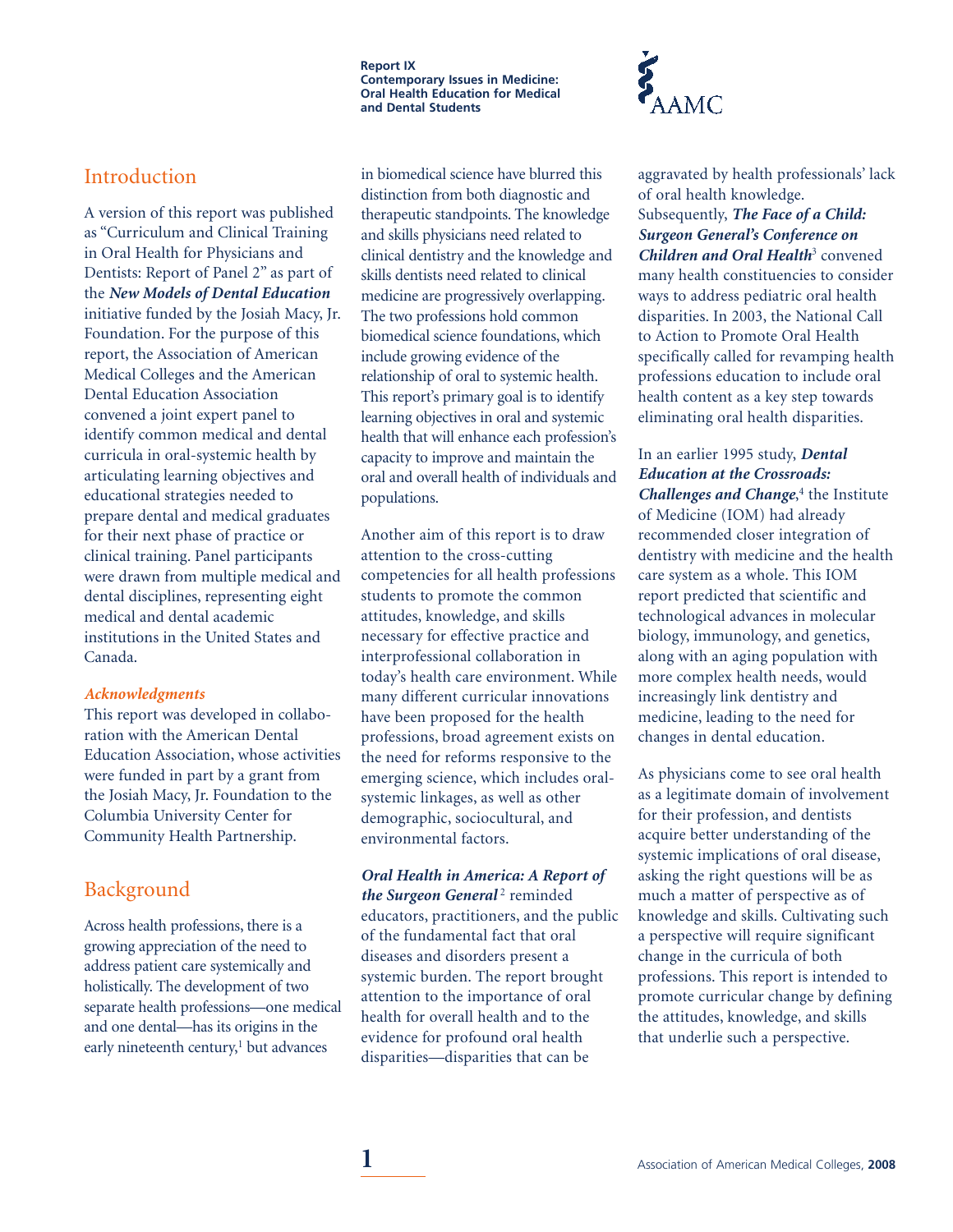## Introduction

A version of this report was published as "Curriculum and Clinical Training in Oral Health for Physicians and Dentists: Report of Panel 2" as part of the ***New Models of Dental Education*** initiative funded by the Josiah Macy, Jr. Foundation. For the purpose of this report, the Association of American Medical Colleges and the American Dental Education Association convened a joint expert panel to identify common medical and dental curricula in oral-systemic health by articulating learning objectives and educational strategies needed to prepare dental and medical graduates for their next phase of practice or clinical training. Panel participants were drawn from multiple medical and dental disciplines, representing eight medical and dental academic institutions in the United States and Canada.

### *Acknowledgments*

This report was developed in collaboration with the American Dental Education Association, whose activities were funded in part by a grant from the Josiah Macy, Jr. Foundation to the Columbia University Center for Community Health Partnership.

## Background

Across health professions, there is a growing appreciation of the need to address patient care systemically and holistically. The development of two separate health professions—one medical and one dental—has its origins in the early nineteenth century,[1] but advances in biomedical science have blurred this distinction from both diagnostic and therapeutic standpoints. The knowledge and skills physicians need related to clinical dentistry and the knowledge and skills dentists need related to clinical medicine are progressively overlapping. The two professions hold common biomedical science foundations, which include growing evidence of the relationship of oral to systemic health. This report's primary goal is to identify learning objectives in oral and systemic health that will enhance each profession's capacity to improve and maintain the oral and overall health of individuals and populations.

Another aim of this report is to draw attention to the cross-cutting competencies for all health professions students to promote the common attitudes, knowledge, and skills necessary for effective practice and interprofessional collaboration in today's health care environment. While many different curricular innovations have been proposed for the health professions, broad agreement exists on the need for reforms responsive to the emerging science, which includes oral-systemic linkages, as well as other demographic, sociocultural, and environmental factors.

***Oral Health in America: A Report of the Surgeon General***[2] reminded educators, practitioners, and the public of the fundamental fact that oral diseases and disorders present a systemic burden. The report brought attention to the importance of oral health for overall health and to the evidence for profound oral health disparities—disparities that can be aggravated by health professionals' lack of oral health knowledge. Subsequently, ***The Face of a Child: Surgeon General's Conference on Children and Oral Health***[3] convened many health constituencies to consider ways to address pediatric oral health disparities. In 2003, the National Call to Action to Promote Oral Health specifically called for revamping health professions education to include oral health content as a key step towards eliminating oral health disparities.

In an earlier 1995 study, ***Dental Education at the Crossroads: Challenges and Change***,[4] the Institute of Medicine (IOM) had already recommended closer integration of dentistry with medicine and the health care system as a whole. This IOM report predicted that scientific and technological advances in molecular biology, immunology, and genetics, along with an aging population with more complex health needs, would increasingly link dentistry and medicine, leading to the need for changes in dental education.

As physicians come to see oral health as a legitimate domain of involvement for their profession, and dentists acquire better understanding of the systemic implications of oral disease, asking the right questions will be as much a matter of perspective as of knowledge and skills. Cultivating such a perspective will require significant change in the curricula of both professions. This report is intended to promote curricular change by defining the attitudes, knowledge, and skills that underlie such a perspective.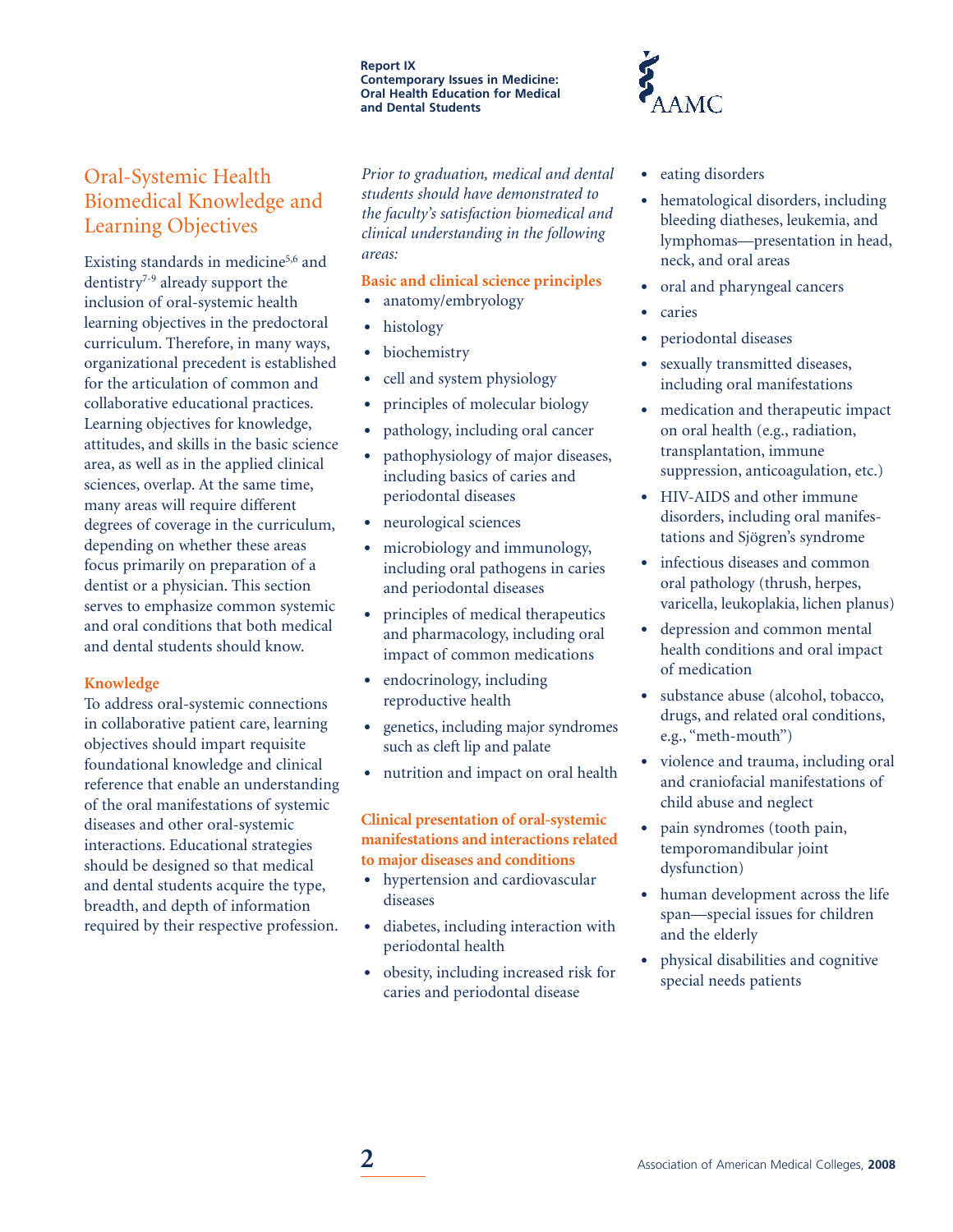## Oral-Systemic Health Biomedical Knowledge and Learning Objectives

Existing standards in medicine[5,6] and dentistry[7-9] already support the inclusion of oral-systemic health learning objectives in the predoctoral curriculum. Therefore, in many ways, organizational precedent is established for the articulation of common and collaborative educational practices. Learning objectives for knowledge, attitudes, and skills in the basic science area, as well as in the applied clinical sciences, overlap. At the same time, many areas will require different degrees of coverage in the curriculum, depending on whether these areas focus primarily on preparation of a dentist or a physician. This section serves to emphasize common systemic and oral conditions that both medical and dental students should know.

### Knowledge

To address oral-systemic connections in collaborative patient care, learning objectives should impart requisite foundational knowledge and clinical reference that enable an understanding of the oral manifestations of systemic diseases and other oral-systemic interactions. Educational strategies should be designed so that medical and dental students acquire the type, breadth, and depth of information required by their respective profession.

*Prior to graduation, medical and dental students should have demonstrated to the faculty's satisfaction biomedical and clinical understanding in the following areas:*

**Basic and clinical science principles**

- anatomy/embryology
- histology
- biochemistry
- cell and system physiology
- principles of molecular biology
- pathology, including oral cancer
- pathophysiology of major diseases, including basics of caries and periodontal diseases
- neurological sciences
- microbiology and immunology, including oral pathogens in caries and periodontal diseases
- principles of medical therapeutics and pharmacology, including oral impact of common medications
- endocrinology, including reproductive health
- genetics, including major syndromes such as cleft lip and palate
- nutrition and impact on oral health

**Clinical presentation of oral-systemic manifestations and interactions related to major diseases and conditions**

- hypertension and cardiovascular diseases
- diabetes, including interaction with periodontal health
- obesity, including increased risk for caries and periodontal disease
- eating disorders
- hematological disorders, including bleeding diatheses, leukemia, and lymphomas—presentation in head, neck, and oral areas
- oral and pharyngeal cancers
- caries
- periodontal diseases
- sexually transmitted diseases, including oral manifestations
- medication and therapeutic impact on oral health (e.g., radiation, transplantation, immune suppression, anticoagulation, etc.)
- HIV-AIDS and other immune disorders, including oral manifestations and Sjögren's syndrome
- infectious diseases and common oral pathology (thrush, herpes, varicella, leukoplakia, lichen planus)
- depression and common mental health conditions and oral impact of medication
- substance abuse (alcohol, tobacco, drugs, and related oral conditions, e.g., "meth-mouth")
- violence and trauma, including oral and craniofacial manifestations of child abuse and neglect
- pain syndromes (tooth pain, temporomandibular joint dysfunction)
- human development across the life span—special issues for children and the elderly
- physical disabilities and cognitive special needs patients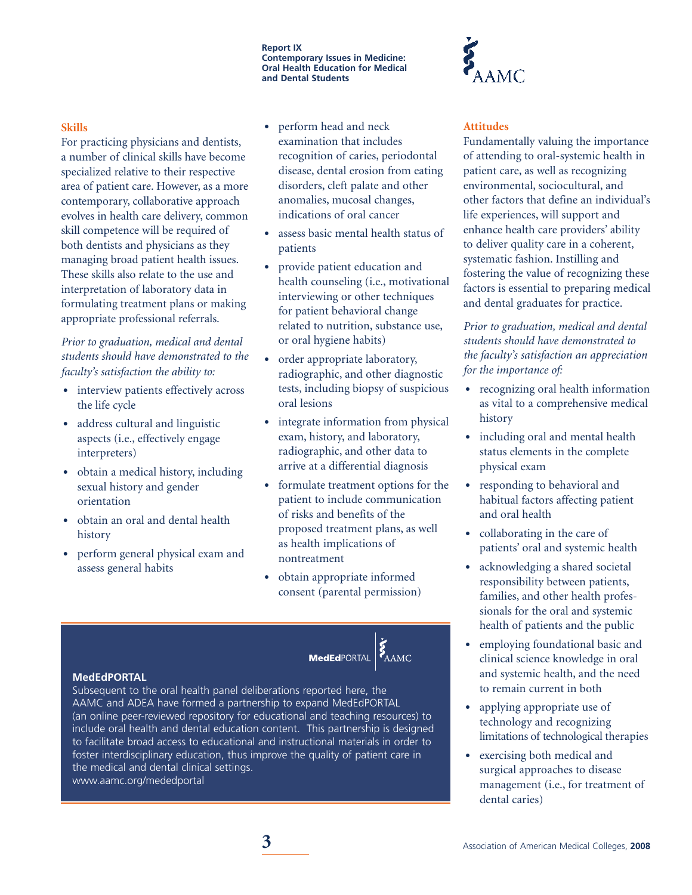### Skills

For practicing physicians and dentists, a number of clinical skills have become specialized relative to their respective area of patient care. However, as a more contemporary, collaborative approach evolves in health care delivery, common skill competence will be required of both dentists and physicians as they managing broad patient health issues. These skills also relate to the use and interpretation of laboratory data in formulating treatment plans or making appropriate professional referrals.

*Prior to graduation, medical and dental students should have demonstrated to the faculty's satisfaction the ability to:*

- interview patients effectively across the life cycle
- address cultural and linguistic aspects (i.e., effectively engage interpreters)
- obtain a medical history, including sexual history and gender orientation
- obtain an oral and dental health history
- perform general physical exam and assess general habits
- perform head and neck examination that includes recognition of caries, periodontal disease, dental erosion from eating disorders, cleft palate and other anomalies, mucosal changes, indications of oral cancer
- assess basic mental health status of patients
- provide patient education and health counseling (i.e., motivational interviewing or other techniques for patient behavioral change related to nutrition, substance use, or oral hygiene habits)
- order appropriate laboratory, radiographic, and other diagnostic tests, including biopsy of suspicious oral lesions
- integrate information from physical exam, history, and laboratory, radiographic, and other data to arrive at a differential diagnosis
- formulate treatment options for the patient to include communication of risks and benefits of the proposed treatment plans, as well as health implications of nontreatment
- obtain appropriate informed consent (parental permission)

### Attitudes

Fundamentally valuing the importance of attending to oral-systemic health in patient care, as well as recognizing environmental, sociocultural, and other factors that define an individual's life experiences, will support and enhance health care providers' ability to deliver quality care in a coherent, systematic fashion. Instilling and fostering the value of recognizing these factors is essential to preparing medical and dental graduates for practice.

*Prior to graduation, medical and dental students should have demonstrated to the faculty's satisfaction an appreciation for the importance of:*

- recognizing oral health information as vital to a comprehensive medical history
- including oral and mental health status elements in the complete physical exam
- responding to behavioral and habitual factors affecting patient and oral health
- collaborating in the care of patients' oral and systemic health
- acknowledging a shared societal responsibility between patients, families, and other health professionals for the oral and systemic health of patients and the public
- employing foundational basic and clinical science knowledge in oral and systemic health, and the need to remain current in both
- applying appropriate use of technology and recognizing limitations of technological therapies
- exercising both medical and surgical approaches to disease management (i.e., for treatment of dental caries)

**MedEdPORTAL**

Subsequent to the oral health panel deliberations reported here, the AAMC and ADEA have formed a partnership to expand MedEdPORTAL (an online peer-reviewed repository for educational and teaching resources) to include oral health and dental education content. This partnership is designed to facilitate broad access to educational and instructional materials in order to foster interdisciplinary education, thus improve the quality of patient care in the medical and dental clinical settings.
www.aamc.org/mededportal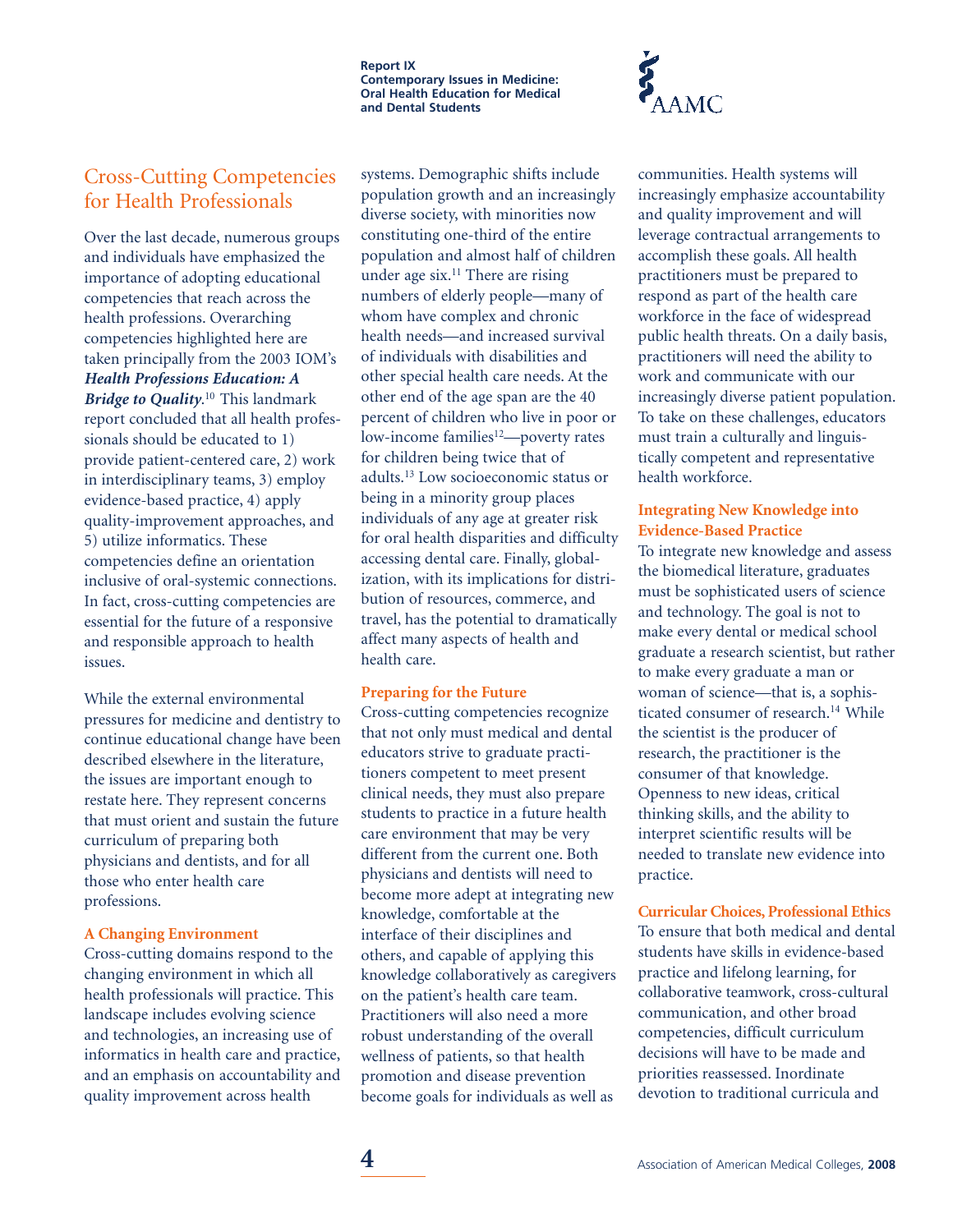## Cross-Cutting Competencies for Health Professionals

Over the last decade, numerous groups and individuals have emphasized the importance of adopting educational competencies that reach across the health professions. Overarching competencies highlighted here are taken principally from the 2003 IOM's ***Health Professions Education: A Bridge to Quality***.[10] This landmark report concluded that all health professionals should be educated to 1) provide patient-centered care, 2) work in interdisciplinary teams, 3) employ evidence-based practice, 4) apply quality-improvement approaches, and 5) utilize informatics. These competencies define an orientation inclusive of oral-systemic connections. In fact, cross-cutting competencies are essential for the future of a responsive and responsible approach to health issues.

While the external environmental pressures for medicine and dentistry to continue educational change have been described elsewhere in the literature, the issues are important enough to restate here. They represent concerns that must orient and sustain the future curriculum of preparing both physicians and dentists, and for all those who enter health care professions.

### A Changing Environment

Cross-cutting domains respond to the changing environment in which all health professionals will practice. This landscape includes evolving science and technologies, an increasing use of informatics in health care and practice, and an emphasis on accountability and quality improvement across health systems. Demographic shifts include population growth and an increasingly diverse society, with minorities now constituting one-third of the entire population and almost half of children under age six.[11] There are rising numbers of elderly people—many of whom have complex and chronic health needs—and increased survival of individuals with disabilities and other special health care needs. At the other end of the age span are the 40 percent of children who live in poor or low-income families[12]—poverty rates for children being twice that of adults.[13] Low socioeconomic status or being in a minority group places individuals of any age at greater risk for oral health disparities and difficulty accessing dental care. Finally, globalization, with its implications for distribution of resources, commerce, and travel, has the potential to dramatically affect many aspects of health and health care.

### Preparing for the Future

Cross-cutting competencies recognize that not only must medical and dental educators strive to graduate practitioners competent to meet present clinical needs, they must also prepare students to practice in a future health care environment that may be very different from the current one. Both physicians and dentists will need to become more adept at integrating new knowledge, comfortable at the interface of their disciplines and others, and capable of applying this knowledge collaboratively as caregivers on the patient's health care team. Practitioners will also need a more robust understanding of the overall wellness of patients, so that health promotion and disease prevention become goals for individuals as well as communities. Health systems will increasingly emphasize accountability and quality improvement and will leverage contractual arrangements to accomplish these goals. All health practitioners must be prepared to respond as part of the health care workforce in the face of widespread public health threats. On a daily basis, practitioners will need the ability to work and communicate with our increasingly diverse patient population. To take on these challenges, educators must train a culturally and linguistically competent and representative health workforce.

### Integrating New Knowledge into Evidence-Based Practice

To integrate new knowledge and assess the biomedical literature, graduates must be sophisticated users of science and technology. The goal is not to make every dental or medical school graduate a research scientist, but rather to make every graduate a man or woman of science—that is, a sophisticated consumer of research.[14] While the scientist is the producer of research, the practitioner is the consumer of that knowledge. Openness to new ideas, critical thinking skills, and the ability to interpret scientific results will be needed to translate new evidence into practice.

### Curricular Choices, Professional Ethics

To ensure that both medical and dental students have skills in evidence-based practice and lifelong learning, for collaborative teamwork, cross-cultural communication, and other broad competencies, difficult curriculum decisions will have to be made and priorities reassessed. Inordinate devotion to traditional curricula and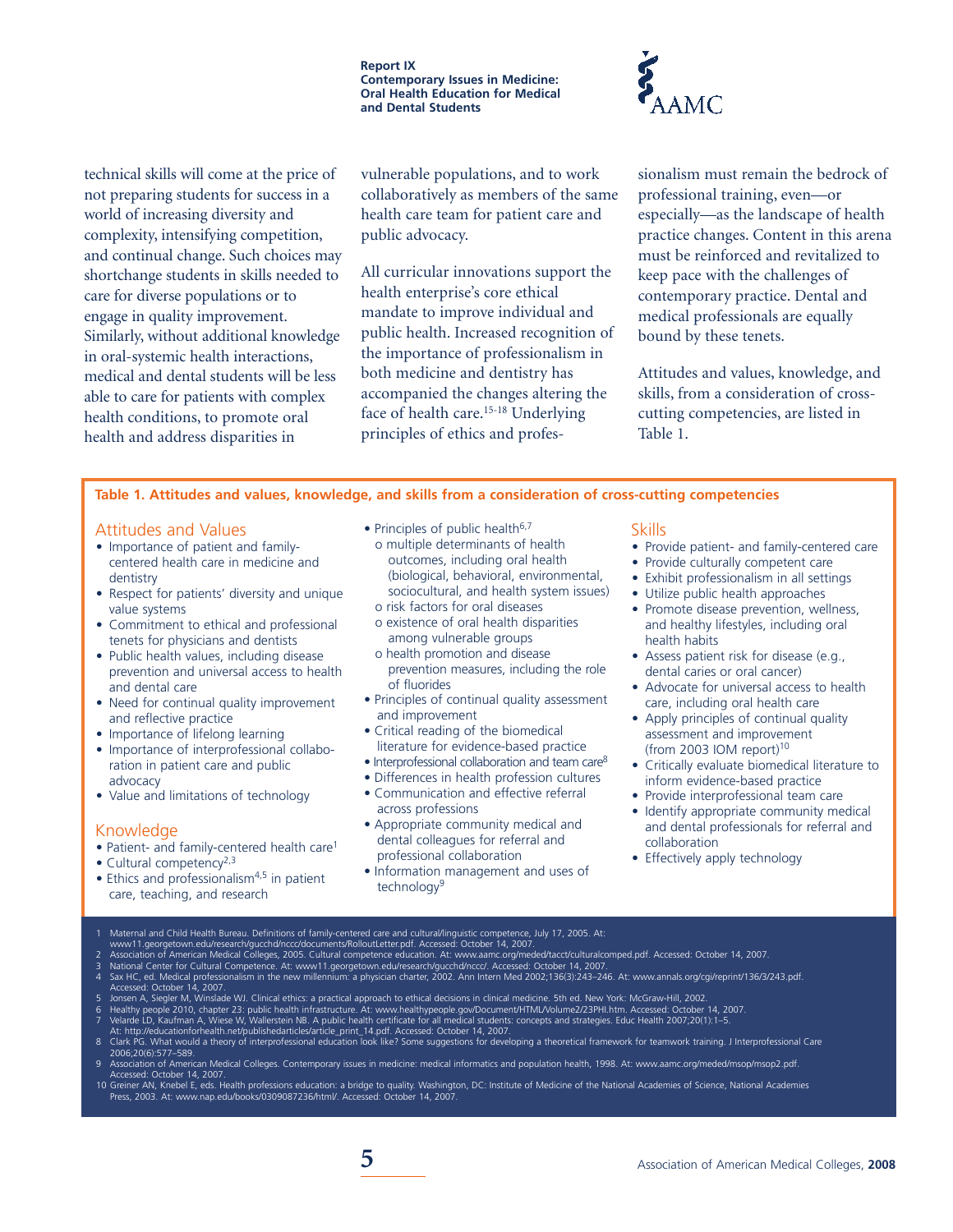technical skills will come at the price of not preparing students for success in a world of increasing diversity and complexity, intensifying competition, and continual change. Such choices may shortchange students in skills needed to care for diverse populations or to engage in quality improvement. Similarly, without additional knowledge in oral-systemic health interactions, medical and dental students will be less able to care for patients with complex health conditions, to promote oral health and address disparities in vulnerable populations, and to work collaboratively as members of the same health care team for patient care and public advocacy.

All curricular innovations support the health enterprise's core ethical mandate to improve individual and public health. Increased recognition of the importance of professionalism in both medicine and dentistry has accompanied the changes altering the face of health care.[15-18] Underlying principles of ethics and professionalism must remain the bedrock of professional training, even—or especially—as the landscape of health practice changes. Content in this arena must be reinforced and revitalized to keep pace with the challenges of contemporary practice. Dental and medical professionals are equally bound by these tenets.

Attitudes and values, knowledge, and skills, from a consideration of cross-cutting competencies, are listed in Table 1.

**Table 1. Attitudes and values, knowledge, and skills from a consideration of cross-cutting competencies**

### Attitudes and Values

- Importance of patient and family-centered health care in medicine and dentistry
- Respect for patients' diversity and unique value systems
- Commitment to ethical and professional tenets for physicians and dentists
- Public health values, including disease prevention and universal access to health and dental care
- Need for continual quality improvement and reflective practice
- Importance of lifelong learning
- Importance of interprofessional collaboration in patient care and public advocacy
- Value and limitations of technology

### Knowledge

- Patient- and family-centered health care[1]
- Cultural competency[2,3]
- Ethics and professionalism[4,5] in patient care, teaching, and research
- Principles of public health[6,7]
  - o multiple determinants of health outcomes, including oral health (biological, behavioral, environmental, sociocultural, and health system issues)
  - o risk factors for oral diseases
  - o existence of oral health disparities among vulnerable groups
  - o health promotion and disease prevention measures, including the role of fluorides
- Principles of continual quality assessment and improvement
- Critical reading of the biomedical literature for evidence-based practice
- Interprofessional collaboration and team care[8]
- Differences in health profession cultures
- Communication and effective referral across professions
- Appropriate community medical and dental colleagues for referral and professional collaboration
- Information management and uses of technology[9]

### Skills

- Provide patient- and family-centered care
- Provide culturally competent care
- Exhibit professionalism in all settings
- Utilize public health approaches
- Promote disease prevention, wellness, and healthy lifestyles, including oral health habits
- Assess patient risk for disease (e.g., dental caries or oral cancer)
- Advocate for universal access to health care, including oral health care
- Apply principles of continual quality assessment and improvement (from 2003 IOM report)[10]
- Critically evaluate biomedical literature to inform evidence-based practice
- Provide interprofessional team care
- Identify appropriate community medical and dental professionals for referral and collaboration
- Effectively apply technology

1. Maternal and Child Health Bureau. Definitions of family-centered care and cultural/linguistic competence, July 17, 2005. At: www11.georgetown.edu/research/gucchd/nccc/documents/RolloutLetter.pdf. Accessed: October 14, 2007.
2. Association of American Medical Colleges, 2005. Cultural competence education. At: www.aamc.org/meded/tacct/culturalcomped.pdf. Accessed: October 14, 2007.
3. National Center for Cultural Competence. At: www11.georgetown.edu/research/gucchd/nccc/. Accessed: October 14, 2007.
4. Sax HC, ed. Medical professionalism in the new millennium: a physician charter, 2002. Ann Intern Med 2002;136(3):243–246. At: www.annals.org/cgi/reprint/136/3/243.pdf. Accessed: October 14, 2007.
5. Jonsen A, Siegler M, Winslade WJ. Clinical ethics: a practical approach to ethical decisions in clinical medicine. 5th ed. New York: McGraw-Hill, 2002.
6. Healthy people 2010, chapter 23: public health infrastructure. At: www.healthypeople.gov/Document/HTML/Volume2/23PHI.htm. Accessed: October 14, 2007.
7. Velarde LD, Kaufman A, Wiese W, Wallerstein NB. A public health certificate for all medical students: concepts and strategies. Educ Health 2007;20(1):1–5. At: http://educationforhealth.net/publishedarticles/article_print_14.pdf. Accessed: October 14, 2007.
8. Clark PG. What would a theory of interprofessional education look like? Some suggestions for developing a theoretical framework for teamwork training. J Interprofessional Care 2006;20(6):577–589.
9. Association of American Medical Colleges. Contemporary issues in medicine: medical informatics and population health, 1998. At: www.aamc.org/meded/msop/msop2.pdf. Accessed: October 14, 2007.
10. Greiner AN, Knebel E, eds. Health professions education: a bridge to quality. Washington, DC: Institute of Medicine of the National Academies of Science, National Academies Press, 2003. At: www.nap.edu/books/0309087236/html/. Accessed: October 14, 2007.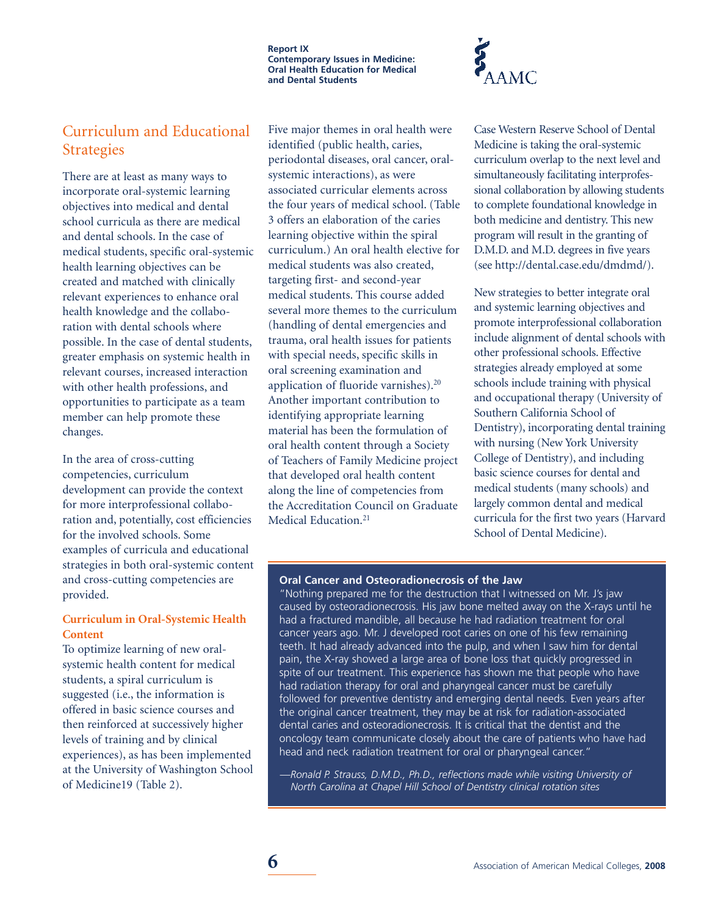## Curriculum and Educational Strategies

There are at least as many ways to incorporate oral-systemic learning objectives into medical and dental school curricula as there are medical and dental schools. In the case of medical students, specific oral-systemic health learning objectives can be created and matched with clinically relevant experiences to enhance oral health knowledge and the collaboration with dental schools where possible. In the case of dental students, greater emphasis on systemic health in relevant courses, increased interaction with other health professions, and opportunities to participate as a team member can help promote these changes.

In the area of cross-cutting competencies, curriculum development can provide the context for more interprofessional collaboration and, potentially, cost efficiencies for the involved schools. Some examples of curricula and educational strategies in both oral-systemic content and cross-cutting competencies are provided.

### Curriculum in Oral-Systemic Health Content

To optimize learning of new oral-systemic health content for medical students, a spiral curriculum is suggested (i.e., the information is offered in basic science courses and then reinforced at successively higher levels of training and by clinical experiences), as has been implemented at the University of Washington School of Medicine19 (Table 2).

Five major themes in oral health were identified (public health, caries, periodontal diseases, oral cancer, oral-systemic interactions), as were associated curricular elements across the four years of medical school. (Table 3 offers an elaboration of the caries learning objective within the spiral curriculum.) An oral health elective for medical students was also created, targeting first- and second-year medical students. This course added several more themes to the curriculum (handling of dental emergencies and trauma, oral health issues for patients with special needs, specific skills in oral screening examination and application of fluoride varnishes).[20] Another important contribution to identifying appropriate learning material has been the formulation of oral health content through a Society of Teachers of Family Medicine project that developed oral health content along the line of competencies from the Accreditation Council on Graduate Medical Education.[21]

Case Western Reserve School of Dental Medicine is taking the oral-systemic curriculum overlap to the next level and simultaneously facilitating interprofessional collaboration by allowing students to complete foundational knowledge in both medicine and dentistry. This new program will result in the granting of D.M.D. and M.D. degrees in five years (see http://dental.case.edu/dmdmd/).

New strategies to better integrate oral and systemic learning objectives and promote interprofessional collaboration include alignment of dental schools with other professional schools. Effective strategies already employed at some schools include training with physical and occupational therapy (University of Southern California School of Dentistry), incorporating dental training with nursing (New York University College of Dentistry), and including basic science courses for dental and medical students (many schools) and largely common dental and medical curricula for the first two years (Harvard School of Dental Medicine).

---

**Oral Cancer and Osteoradionecrosis of the Jaw**

"Nothing prepared me for the destruction that I witnessed on Mr. J's jaw caused by osteoradionecrosis. His jaw bone melted away on the X-rays until he had a fractured mandible, all because he had radiation treatment for oral cancer years ago. Mr. J developed root caries on one of his few remaining teeth. It had already advanced into the pulp, and when I saw him for dental pain, the X-ray showed a large area of bone loss that quickly progressed in spite of our treatment. This experience has shown me that people who have had radiation therapy for oral and pharyngeal cancer must be carefully followed for preventive dentistry and emerging dental needs. Even years after the original cancer treatment, they may be at risk for radiation-associated dental caries and osteoradionecrosis. It is critical that the dentist and the oncology team communicate closely about the care of patients who have had head and neck radiation treatment for oral or pharyngeal cancer."

*—Ronald P. Strauss, D.M.D., Ph.D., reflections made while visiting University of North Carolina at Chapel Hill School of Dentistry clinical rotation sites*

---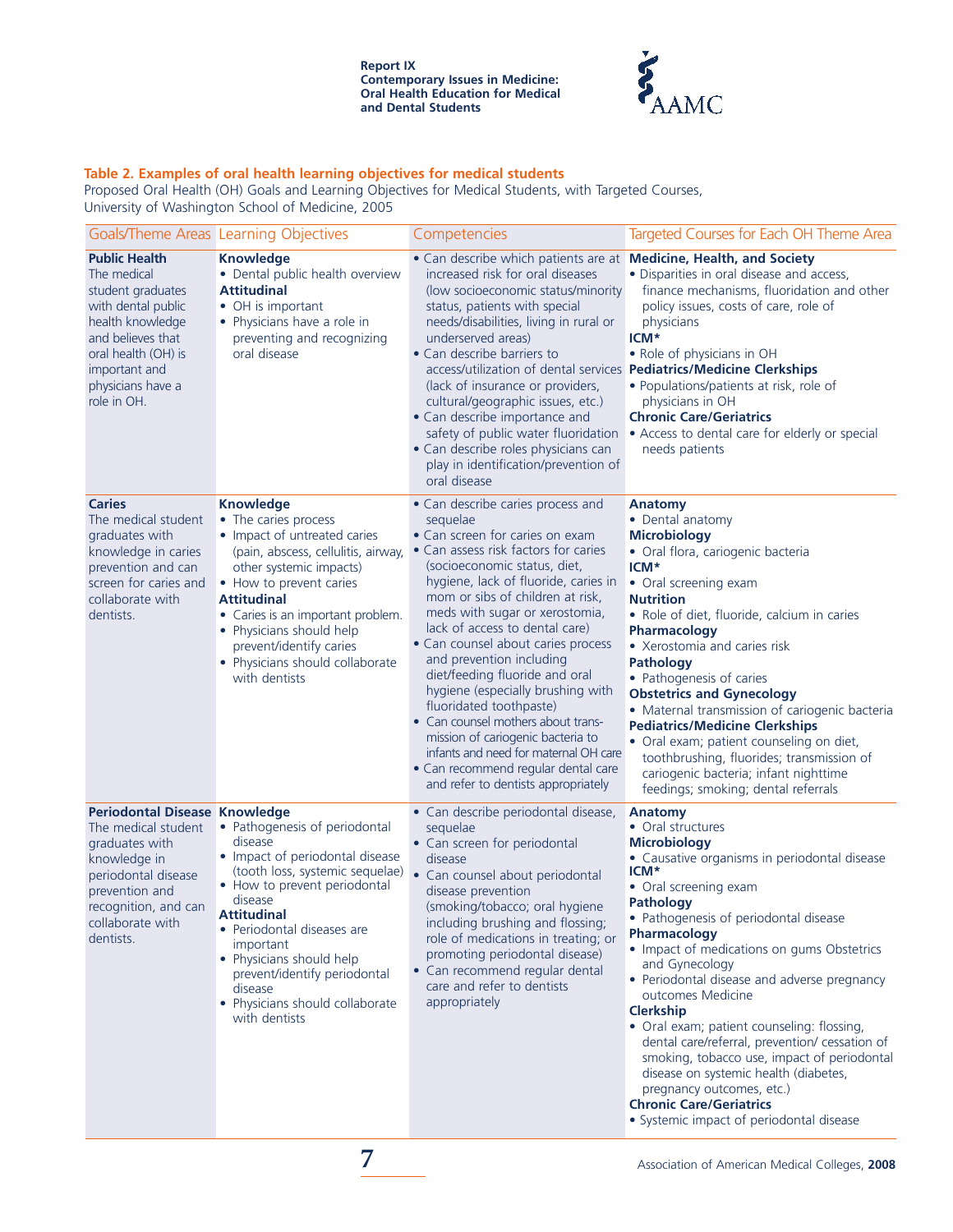**Table 2. Examples of oral health learning objectives for medical students**

Proposed Oral Health (OH) Goals and Learning Objectives for Medical Students, with Targeted Courses, University of Washington School of Medicine, 2005

| Goals/Theme Areas | Learning Objectives | Competencies | Targeted Courses for Each OH Theme Area |
|---|---|---|---|
| **Public Health**<br>The medical student graduates with dental public health knowledge and believes that oral health (OH) is important and physicians have a role in OH. | **Knowledge**<br>• Dental public health overview<br>**Attitudinal**<br>• OH is important<br>• Physicians have a role in preventing and recognizing oral disease | • Can describe which patients are at increased risk for oral diseases (low socioeconomic status/minority status, patients with special needs/disabilities, living in rural or underserved areas)<br>• Can describe barriers to access/utilization of dental services (lack of insurance or providers, cultural/geographic issues, etc.)<br>• Can describe importance and safety of public water fluoridation<br>• Can describe roles physicians can play in identification/prevention of oral disease | **Medicine, Health, and Society**<br>• Disparities in oral disease and access, finance mechanisms, fluoridation and other policy issues, costs of care, role of physicians<br>**ICM***<br>• Role of physicians in OH<br>**Pediatrics/Medicine Clerkships**<br>• Populations/patients at risk, role of physicians in OH<br>**Chronic Care/Geriatrics**<br>• Access to dental care for elderly or special needs patients |
| **Caries**<br>The medical student graduates with knowledge in caries prevention and can screen for caries and collaborate with dentists. | **Knowledge**<br>• The caries process<br>• Impact of untreated caries (pain, abscess, cellulitis, airway, other systemic impacts)<br>• How to prevent caries<br>**Attitudinal**<br>• Caries is an important problem.<br>• Physicians should help prevent/identify caries<br>• Physicians should collaborate with dentists | • Can describe caries process and sequelae<br>• Can screen for caries on exam<br>• Can assess risk factors for caries (socioeconomic status, diet, hygiene, lack of fluoride, caries in mom or sibs of children at risk, meds with sugar or xerostomia, lack of access to dental care)<br>• Can counsel about caries process and prevention including diet/feeding fluoride and oral hygiene (especially brushing with fluoridated toothpaste)<br>• Can counsel mothers about transmission of cariogenic bacteria to infants and need for maternal OH care<br>• Can recommend regular dental care and refer to dentists appropriately | **Anatomy**<br>• Dental anatomy<br>**Microbiology**<br>• Oral flora, cariogenic bacteria<br>**ICM***<br>• Oral screening exam<br>**Nutrition**<br>• Role of diet, fluoride, calcium in caries<br>**Pharmacology**<br>• Xerostomia and caries risk<br>**Pathology**<br>• Pathogenesis of caries<br>**Obstetrics and Gynecology**<br>• Maternal transmission of cariogenic bacteria<br>**Pediatrics/Medicine Clerkships**<br>• Oral exam; patient counseling on diet, toothbrushing, fluorides; transmission of cariogenic bacteria; infant nighttime feedings; smoking; dental referrals |
| **Periodontal Disease**<br>The medical student graduates with knowledge in periodontal disease prevention and recognition, and can collaborate with dentists. | **Knowledge**<br>• Pathogenesis of periodontal disease<br>• Impact of periodontal disease (tooth loss, systemic sequelae)<br>• How to prevent periodontal disease<br>**Attitudinal**<br>• Periodontal diseases are important<br>• Physicians should help prevent/identify periodontal disease<br>• Physicians should collaborate with dentists | • Can describe periodontal disease, sequelae<br>• Can screen for periodontal disease<br>• Can counsel about periodontal disease prevention (smoking/tobacco; oral hygiene including brushing and flossing; role of medications in treating; or promoting periodontal disease)<br>• Can recommend regular dental care and refer to dentists appropriately | **Anatomy**<br>• Oral structures<br>**Microbiology**<br>• Causative organisms in periodontal disease<br>**ICM***<br>• Oral screening exam<br>**Pathology**<br>• Pathogenesis of periodontal disease<br>**Pharmacology**<br>• Impact of medications on gums Obstetrics and Gynecology<br>• Periodontal disease and adverse pregnancy outcomes Medicine<br>**Clerkship**<br>• Oral exam; patient counseling: flossing, dental care/referral, prevention/ cessation of smoking, tobacco use, impact of periodontal disease on systemic health (diabetes, pregnancy outcomes, etc.)<br>**Chronic Care/Geriatrics**<br>• Systemic impact of periodontal disease |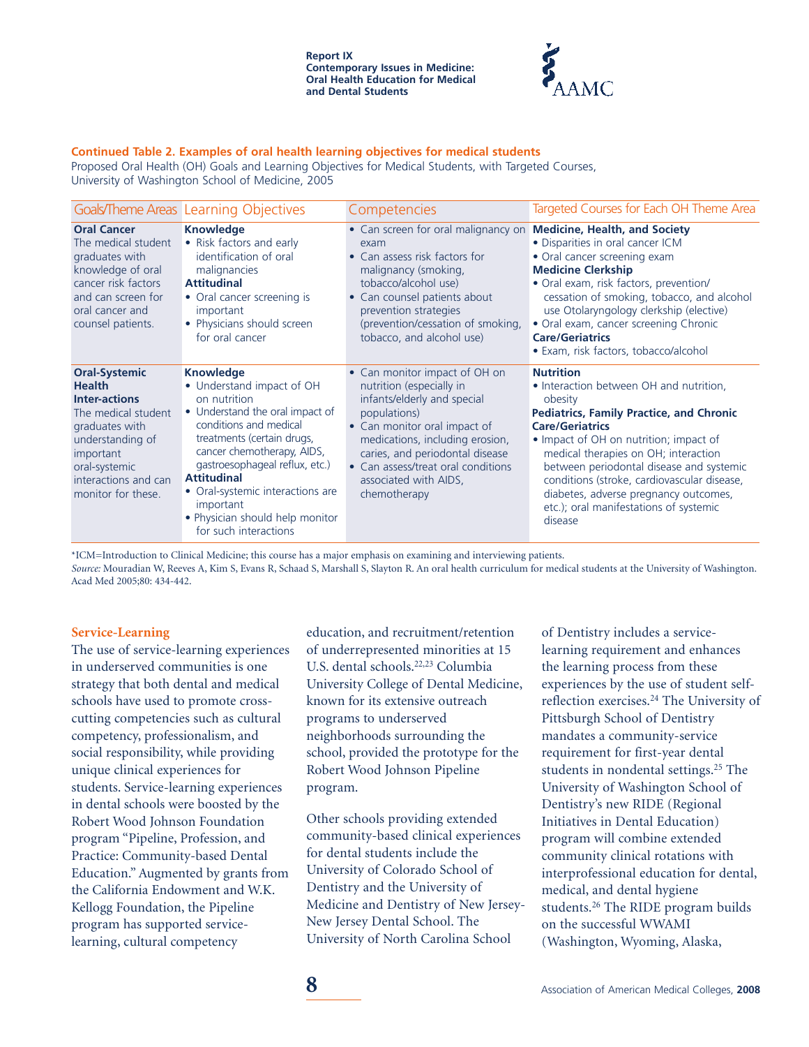**Continued Table 2. Examples of oral health learning objectives for medical students**

Proposed Oral Health (OH) Goals and Learning Objectives for Medical Students, with Targeted Courses, University of Washington School of Medicine, 2005

| Goals/Theme Areas | Learning Objectives | Competencies | Targeted Courses for Each OH Theme Area |
|---|---|---|---|
| **Oral Cancer** The medical student graduates with knowledge of oral cancer risk factors and can screen for oral cancer and counsel patients. | **Knowledge** • Risk factors and early identification of oral malignancies **Attitudinal** • Oral cancer screening is important • Physicians should screen for oral cancer | • Can screen for oral malignancy on exam • Can assess risk factors for malignancy (smoking, tobacco/alcohol use) • Can counsel patients about prevention strategies (prevention/cessation of smoking, tobacco, and alcohol use) | **Medicine, Health, and Society** • Disparities in oral cancer ICM • Oral cancer screening exam **Medicine Clerkship** • Oral exam, risk factors, prevention/ cessation of smoking, tobacco, and alcohol use Otolaryngology clerkship (elective) • Oral exam, cancer screening Chronic **Care/Geriatrics** • Exam, risk factors, tobacco/alcohol |
| **Oral-Systemic Health Inter-actions** The medical student graduates with understanding of important oral-systemic interactions and can monitor for these. | **Knowledge** • Understand impact of OH on nutrition • Understand the oral impact of conditions and medical treatments (certain drugs, cancer chemotherapy, AIDS, gastroesophageal reflux, etc.) **Attitudinal** • Oral-systemic interactions are important • Physician should help monitor for such interactions | • Can monitor impact of OH on nutrition (especially in infants/elderly and special populations) • Can monitor oral impact of medications, including erosion, caries, and periodontal disease • Can assess/treat oral conditions associated with AIDS, chemotherapy | **Nutrition** • Interaction between OH and nutrition, obesity **Pediatrics, Family Practice, and Chronic Care/Geriatrics** • Impact of OH on nutrition; impact of medical therapies on OH; interaction between periodontal disease and systemic conditions (stroke, cardiovascular disease, diabetes, adverse pregnancy outcomes, etc.); oral manifestations of systemic disease |

*ICM=Introduction to Clinical Medicine; this course has a major emphasis on examining and interviewing patients.

*Source:* Mouradian W, Reeves A, Kim S, Evans R, Schaad S, Marshall S, Slayton R. An oral health curriculum for medical students at the University of Washington. Acad Med 2005;80: 434-442.

## Service-Learning

The use of service-learning experiences in underserved communities is one strategy that both dental and medical schools have used to promote cross-cutting competencies such as cultural competency, professionalism, and social responsibility, while providing unique clinical experiences for students. Service-learning experiences in dental schools were boosted by the Robert Wood Johnson Foundation program "Pipeline, Profession, and Practice: Community-based Dental Education." Augmented by grants from the California Endowment and W.K. Kellogg Foundation, the Pipeline program has supported service-learning, cultural competency education, and recruitment/retention of underrepresented minorities at 15 U.S. dental schools.[22,23] Columbia University College of Dental Medicine, known for its extensive outreach programs to underserved neighborhoods surrounding the school, provided the prototype for the Robert Wood Johnson Pipeline program.

Other schools providing extended community-based clinical experiences for dental students include the University of Colorado School of Dentistry and the University of Medicine and Dentistry of New Jersey-New Jersey Dental School. The University of North Carolina School of Dentistry includes a service-learning requirement and enhances the learning process from these experiences by the use of student self-reflection exercises.[24] The University of Pittsburgh School of Dentistry mandates a community-service requirement for first-year dental students in nondental settings.[25] The University of Washington School of Dentistry's new RIDE (Regional Initiatives in Dental Education) program will combine extended community clinical rotations with interprofessional education for dental, medical, and dental hygiene students.[26] The RIDE program builds on the successful WWAMI (Washington, Wyoming, Alaska,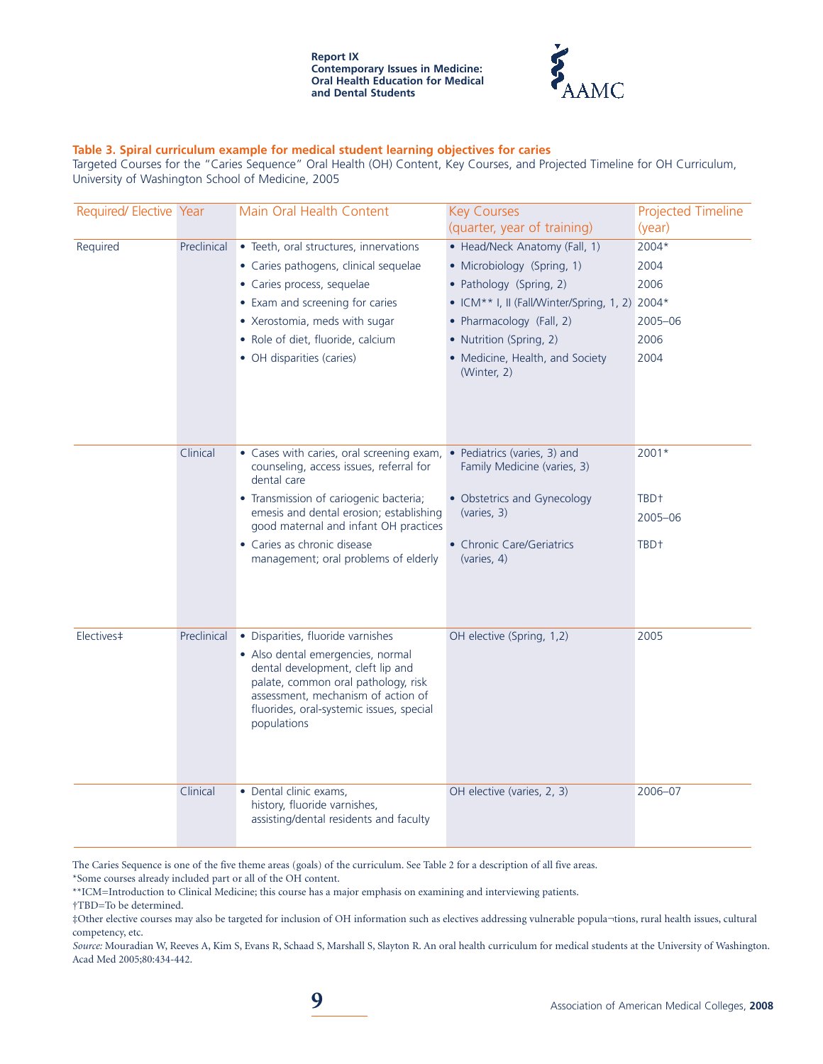**Table 3. Spiral curriculum example for medical student learning objectives for caries**

Targeted Courses for the "Caries Sequence" Oral Health (OH) Content, Key Courses, and Projected Timeline for OH Curriculum, University of Washington School of Medicine, 2005

| Required/ Elective | Year | Main Oral Health Content | Key Courses (quarter, year of training) | Projected Timeline (year) |
|---|---|---|---|---|
| Required | Preclinical | • Teeth, oral structures, innervations | • Head/Neck Anatomy (Fall, 1) | 2004* |
| | | • Caries pathogens, clinical sequelae | • Microbiology (Spring, 1) | 2004 |
| | | • Caries process, sequelae | • Pathology (Spring, 2) | 2006 |
| | | • Exam and screening for caries | • ICM** I, II (Fall/Winter/Spring, 1, 2) | 2004* |
| | | • Xerostomia, meds with sugar | • Pharmacology (Fall, 2) | 2005–06 |
| | | • Role of diet, fluoride, calcium | • Nutrition (Spring, 2) | 2006 |
| | | • OH disparities (caries) | • Medicine, Health, and Society (Winter, 2) | 2004 |
| | Clinical | • Cases with caries, oral screening exam, counseling, access issues, referral for dental care | • Pediatrics (varies, 3) and Family Medicine (varies, 3) | 2001* |
| | | • Transmission of cariogenic bacteria; emesis and dental erosion; establishing good maternal and infant OH practices | • Obstetrics and Gynecology (varies, 3) | TBD† 2005–06 |
| | | • Caries as chronic disease management; oral problems of elderly | • Chronic Care/Geriatrics (varies, 4) | TBD† |
| Electives‡ | Preclinical | • Disparities, fluoride varnishes<br>• Also dental emergencies, normal dental development, cleft lip and palate, common oral pathology, risk assessment, mechanism of action of fluorides, oral-systemic issues, special populations | OH elective (Spring, 1,2) | 2005 |
| | Clinical | • Dental clinic exams, history, fluoride varnishes, assisting/dental residents and faculty | OH elective (varies, 2, 3) | 2006–07 |

The Caries Sequence is one of the five theme areas (goals) of the curriculum. See Table 2 for a description of all five areas.

*Some courses already included part or all of the OH content.

**ICM=Introduction to Clinical Medicine; this course has a major emphasis on examining and interviewing patients.

†TBD=To be determined.

‡Other elective courses may also be targeted for inclusion of OH information such as electives addressing vulnerable popula¬tions, rural health issues, cultural competency, etc.

*Source:* Mouradian W, Reeves A, Kim S, Evans R, Schaad S, Marshall S, Slayton R. An oral health curriculum for medical students at the University of Washington. Acad Med 2005;80:434-442.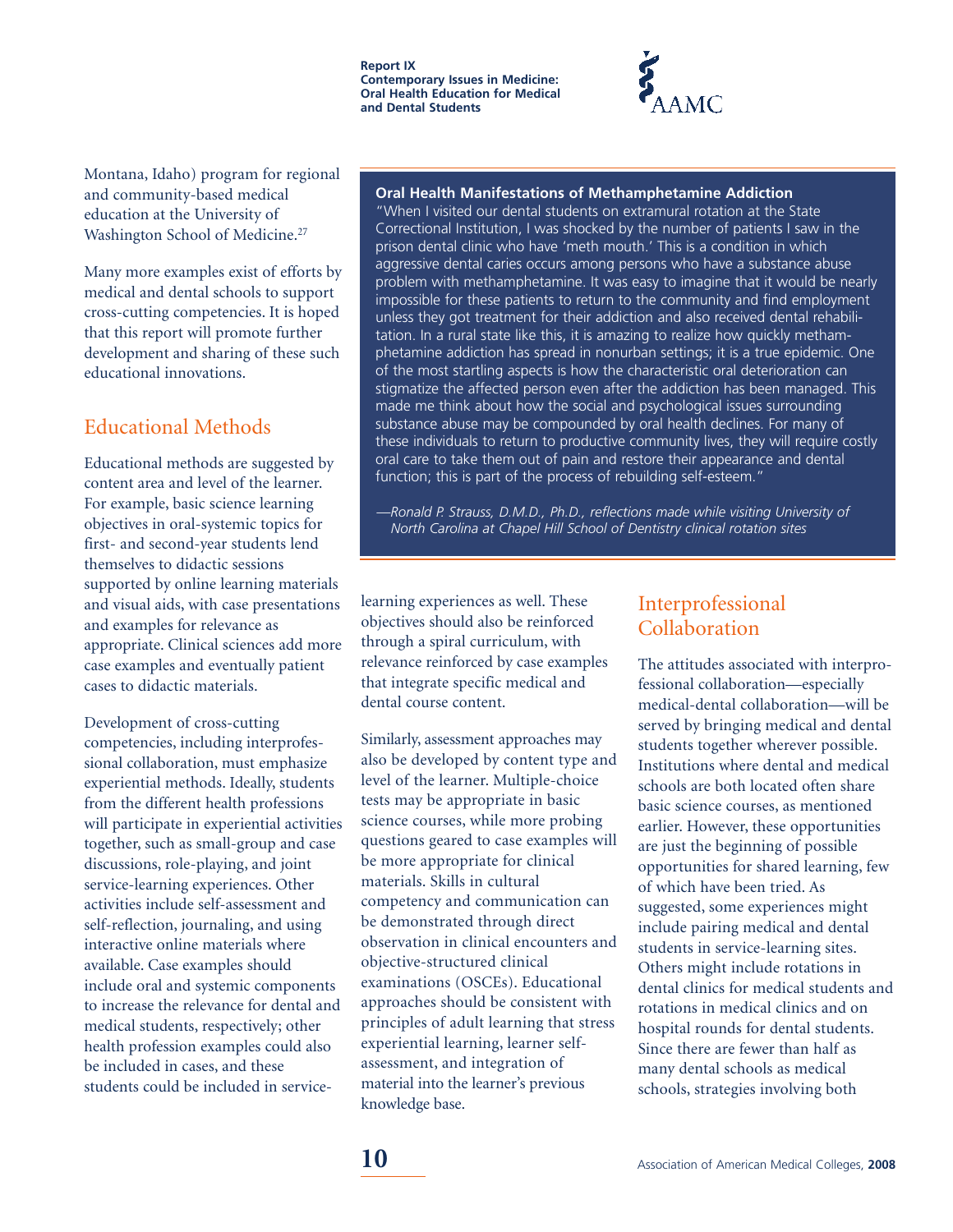Montana, Idaho) program for regional and community-based medical education at the University of Washington School of Medicine.[27]

Many more examples exist of efforts by medical and dental schools to support cross-cutting competencies. It is hoped that this report will promote further development and sharing of these such educational innovations.

**Oral Health Manifestations of Methamphetamine Addiction**

"When I visited our dental students on extramural rotation at the State Correctional Institution, I was shocked by the number of patients I saw in the prison dental clinic who have 'meth mouth.' This is a condition in which aggressive dental caries occurs among persons who have a substance abuse problem with methamphetamine. It was easy to imagine that it would be nearly impossible for these patients to return to the community and find employment unless they got treatment for their addiction and also received dental rehabilitation. In a rural state like this, it is amazing to realize how quickly methamphetamine addiction has spread in nonurban settings; it is a true epidemic. One of the most startling aspects is how the characteristic oral deterioration can stigmatize the affected person even after the addiction has been managed. This made me think about how the social and psychological issues surrounding substance abuse may be compounded by oral health declines. For many of these individuals to return to productive community lives, they will require costly oral care to take them out of pain and restore their appearance and dental function; this is part of the process of rebuilding self-esteem."

*—Ronald P. Strauss, D.M.D., Ph.D., reflections made while visiting University of North Carolina at Chapel Hill School of Dentistry clinical rotation sites*

## Educational Methods

Educational methods are suggested by content area and level of the learner. For example, basic science learning objectives in oral-systemic topics for first- and second-year students lend themselves to didactic sessions supported by online learning materials and visual aids, with case presentations and examples for relevance as appropriate. Clinical sciences add more case examples and eventually patient cases to didactic materials.

Development of cross-cutting competencies, including interprofessional collaboration, must emphasize experiential methods. Ideally, students from the different health professions will participate in experiential activities together, such as small-group and case discussions, role-playing, and joint service-learning experiences. Other activities include self-assessment and self-reflection, journaling, and using interactive online materials where available. Case examples should include oral and systemic components to increase the relevance for dental and medical students, respectively; other health profession examples could also be included in cases, and these students could be included in service-learning experiences as well. These objectives should also be reinforced through a spiral curriculum, with relevance reinforced by case examples that integrate specific medical and dental course content.

Similarly, assessment approaches may also be developed by content type and level of the learner. Multiple-choice tests may be appropriate in basic science courses, while more probing questions geared to case examples will be more appropriate for clinical materials. Skills in cultural competency and communication can be demonstrated through direct observation in clinical encounters and objective-structured clinical examinations (OSCEs). Educational approaches should be consistent with principles of adult learning that stress experiential learning, learner self-assessment, and integration of material into the learner's previous knowledge base.

## Interprofessional Collaboration

The attitudes associated with interprofessional collaboration—especially medical-dental collaboration—will be served by bringing medical and dental students together wherever possible. Institutions where dental and medical schools are both located often share basic science courses, as mentioned earlier. However, these opportunities are just the beginning of possible opportunities for shared learning, few of which have been tried. As suggested, some experiences might include pairing medical and dental students in service-learning sites. Others might include rotations in dental clinics for medical students and rotations in medical clinics and on hospital rounds for dental students. Since there are fewer than half as many dental schools as medical schools, strategies involving both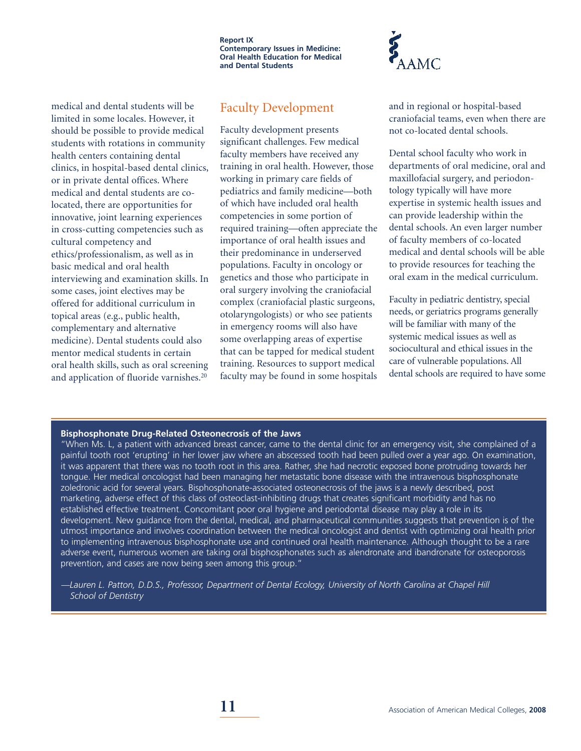medical and dental students will be limited in some locales. However, it should be possible to provide medical students with rotations in community health centers containing dental clinics, in hospital-based dental clinics, or in private dental offices. Where medical and dental students are co-located, there are opportunities for innovative, joint learning experiences in cross-cutting competencies such as cultural competency and ethics/professionalism, as well as in basic medical and oral health interviewing and examination skills. In some cases, joint electives may be offered for additional curriculum in topical areas (e.g., public health, complementary and alternative medicine). Dental students could also mentor medical students in certain oral health skills, such as oral screening and application of fluoride varnishes.[20]

## Faculty Development

Faculty development presents significant challenges. Few medical faculty members have received any training in oral health. However, those working in primary care fields of pediatrics and family medicine—both of which have included oral health competencies in some portion of required training—often appreciate the importance of oral health issues and their predominance in underserved populations. Faculty in oncology or genetics and those who participate in oral surgery involving the craniofacial complex (craniofacial plastic surgeons, otolaryngologists) or who see patients in emergency rooms will also have some overlapping areas of expertise that can be tapped for medical student training. Resources to support medical faculty may be found in some hospitals and in regional or hospital-based craniofacial teams, even when there are not co-located dental schools.

Dental school faculty who work in departments of oral medicine, oral and maxillofacial surgery, and periodontology typically will have more expertise in systemic health issues and can provide leadership within the dental schools. An even larger number of faculty members of co-located medical and dental schools will be able to provide resources for teaching the oral exam in the medical curriculum.

Faculty in pediatric dentistry, special needs, or geriatrics programs generally will be familiar with many of the systemic medical issues as well as sociocultural and ethical issues in the care of vulnerable populations. All dental schools are required to have some

**Bisphosphonate Drug-Related Osteonecrosis of the Jaws**

"When Ms. L, a patient with advanced breast cancer, came to the dental clinic for an emergency visit, she complained of a painful tooth root 'erupting' in her lower jaw where an abscessed tooth had been pulled over a year ago. On examination, it was apparent that there was no tooth root in this area. Rather, she had necrotic exposed bone protruding towards her tongue. Her medical oncologist had been managing her metastatic bone disease with the intravenous bisphosphonate zoledronic acid for several years. Bisphosphonate-associated osteonecrosis of the jaws is a newly described, post marketing, adverse effect of this class of osteoclast-inhibiting drugs that creates significant morbidity and has no established effective treatment. Concomitant poor oral hygiene and periodontal disease may play a role in its development. New guidance from the dental, medical, and pharmaceutical communities suggests that prevention is of the utmost importance and involves coordination between the medical oncologist and dentist with optimizing oral health prior to implementing intravenous bisphosphonate use and continued oral health maintenance. Although thought to be a rare adverse event, numerous women are taking oral bisphosphonates such as alendronate and ibandronate for osteoporosis prevention, and cases are now being seen among this group."

*—Lauren L. Patton, D.D.S., Professor, Department of Dental Ecology, University of North Carolina at Chapel Hill School of Dentistry*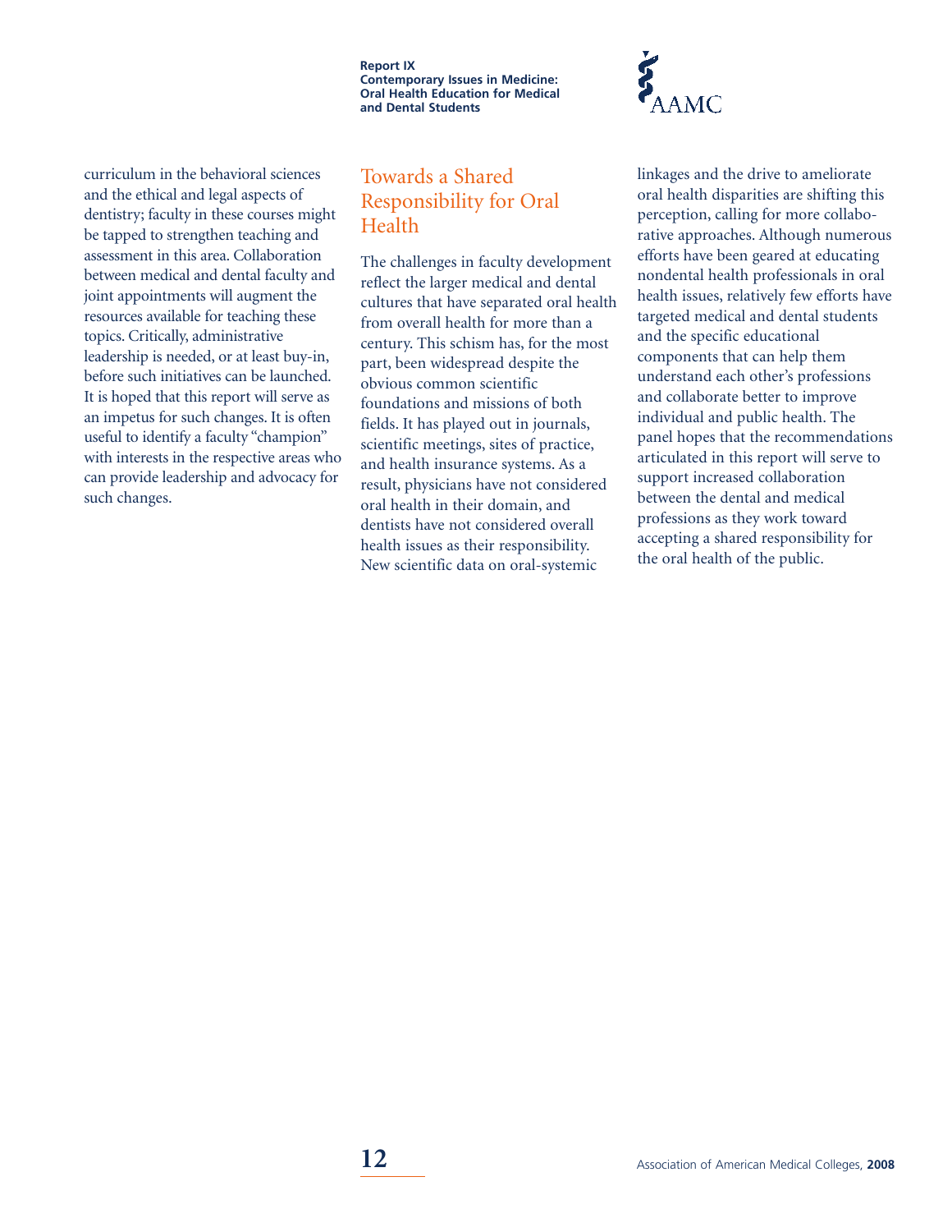curriculum in the behavioral sciences and the ethical and legal aspects of dentistry; faculty in these courses might be tapped to strengthen teaching and assessment in this area. Collaboration between medical and dental faculty and joint appointments will augment the resources available for teaching these topics. Critically, administrative leadership is needed, or at least buy-in, before such initiatives can be launched. It is hoped that this report will serve as an impetus for such changes. It is often useful to identify a faculty "champion" with interests in the respective areas who can provide leadership and advocacy for such changes.

## Towards a Shared Responsibility for Oral Health

The challenges in faculty development reflect the larger medical and dental cultures that have separated oral health from overall health for more than a century. This schism has, for the most part, been widespread despite the obvious common scientific foundations and missions of both fields. It has played out in journals, scientific meetings, sites of practice, and health insurance systems. As a result, physicians have not considered oral health in their domain, and dentists have not considered overall health issues as their responsibility. New scientific data on oral-systemic linkages and the drive to ameliorate oral health disparities are shifting this perception, calling for more collaborative approaches. Although numerous efforts have been geared at educating nondental health professionals in oral health issues, relatively few efforts have targeted medical and dental students and the specific educational components that can help them understand each other's professions and collaborate better to improve individual and public health. The panel hopes that the recommendations articulated in this report will serve to support increased collaboration between the dental and medical professions as they work toward accepting a shared responsibility for the oral health of the public.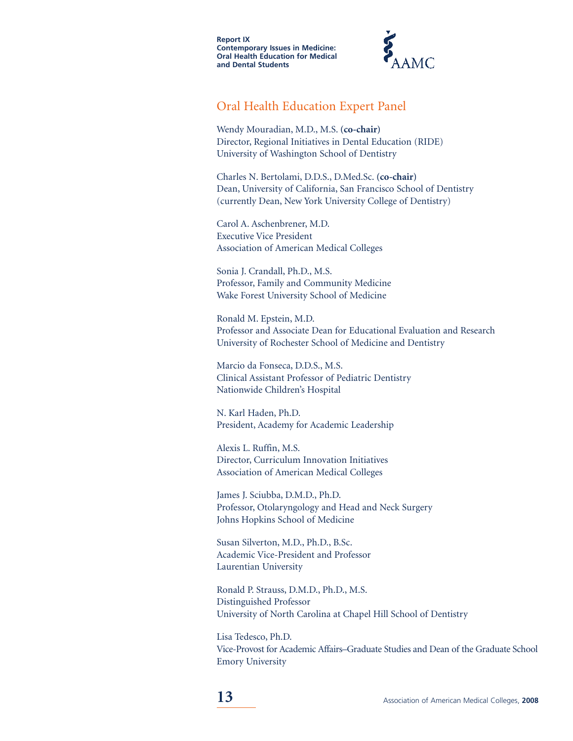## Oral Health Education Expert Panel

Wendy Mouradian, M.D., M.S. (**co-chair**)
Director, Regional Initiatives in Dental Education (RIDE)
University of Washington School of Dentistry

Charles N. Bertolami, D.D.S., D.Med.Sc. (**co-chair**)
Dean, University of California, San Francisco School of Dentistry
(currently Dean, New York University College of Dentistry)

Carol A. Aschenbrener, M.D.
Executive Vice President
Association of American Medical Colleges

Sonia J. Crandall, Ph.D., M.S.
Professor, Family and Community Medicine
Wake Forest University School of Medicine

Ronald M. Epstein, M.D.
Professor and Associate Dean for Educational Evaluation and Research
University of Rochester School of Medicine and Dentistry

Marcio da Fonseca, D.D.S., M.S.
Clinical Assistant Professor of Pediatric Dentistry
Nationwide Children's Hospital

N. Karl Haden, Ph.D.
President, Academy for Academic Leadership

Alexis L. Ruffin, M.S.
Director, Curriculum Innovation Initiatives
Association of American Medical Colleges

James J. Sciubba, D.M.D., Ph.D.
Professor, Otolaryngology and Head and Neck Surgery
Johns Hopkins School of Medicine

Susan Silverton, M.D., Ph.D., B.Sc.
Academic Vice-President and Professor
Laurentian University

Ronald P. Strauss, D.M.D., Ph.D., M.S.
Distinguished Professor
University of North Carolina at Chapel Hill School of Dentistry

Lisa Tedesco, Ph.D.
Vice-Provost for Academic Affairs–Graduate Studies and Dean of the Graduate School
Emory University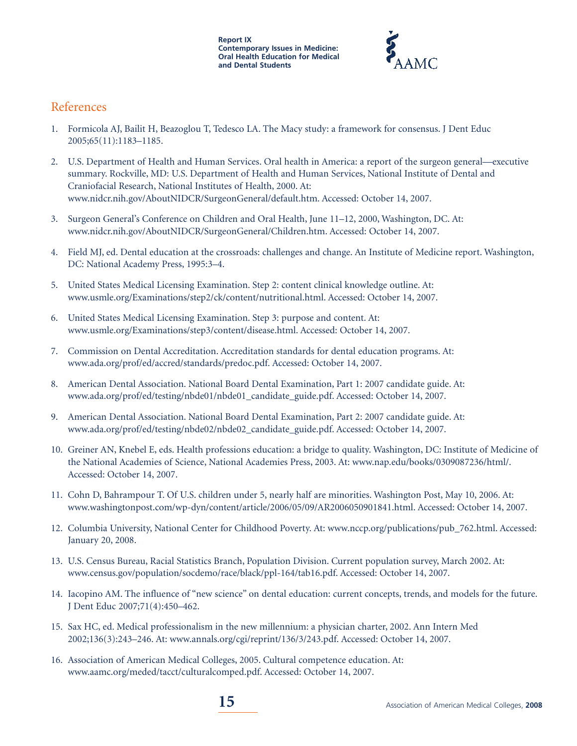## References

1. Formicola AJ, Bailit H, Beazoglou T, Tedesco LA. The Macy study: a framework for consensus. J Dent Educ 2005;65(11):1183–1185.
2. U.S. Department of Health and Human Services. Oral health in America: a report of the surgeon general—executive summary. Rockville, MD: U.S. Department of Health and Human Services, National Institute of Dental and Craniofacial Research, National Institutes of Health, 2000. At: www.nidcr.nih.gov/AboutNIDCR/SurgeonGeneral/default.htm. Accessed: October 14, 2007.
3. Surgeon General's Conference on Children and Oral Health, June 11–12, 2000, Washington, DC. At: www.nidcr.nih.gov/AboutNIDCR/SurgeonGeneral/Children.htm. Accessed: October 14, 2007.
4. Field MJ, ed. Dental education at the crossroads: challenges and change. An Institute of Medicine report. Washington, DC: National Academy Press, 1995:3–4.
5. United States Medical Licensing Examination. Step 2: content clinical knowledge outline. At: www.usmle.org/Examinations/step2/ck/content/nutritional.html. Accessed: October 14, 2007.
6. United States Medical Licensing Examination. Step 3: purpose and content. At: www.usmle.org/Examinations/step3/content/disease.html. Accessed: October 14, 2007.
7. Commission on Dental Accreditation. Accreditation standards for dental education programs. At: www.ada.org/prof/ed/accred/standards/predoc.pdf. Accessed: October 14, 2007.
8. American Dental Association. National Board Dental Examination, Part 1: 2007 candidate guide. At: www.ada.org/prof/ed/testing/nbde01/nbde01_candidate_guide.pdf. Accessed: October 14, 2007.
9. American Dental Association. National Board Dental Examination, Part 2: 2007 candidate guide. At: www.ada.org/prof/ed/testing/nbde02/nbde02_candidate_guide.pdf. Accessed: October 14, 2007.
10. Greiner AN, Knebel E, eds. Health professions education: a bridge to quality. Washington, DC: Institute of Medicine of the National Academies of Science, National Academies Press, 2003. At: www.nap.edu/books/0309087236/html/. Accessed: October 14, 2007.
11. Cohn D, Bahrampour T. Of U.S. children under 5, nearly half are minorities. Washington Post, May 10, 2006. At: www.washingtonpost.com/wp-dyn/content/article/2006/05/09/AR2006050901841.html. Accessed: October 14, 2007.
12. Columbia University, National Center for Childhood Poverty. At: www.nccp.org/publications/pub_762.html. Accessed: January 20, 2008.
13. U.S. Census Bureau, Racial Statistics Branch, Population Division. Current population survey, March 2002. At: www.census.gov/population/socdemo/race/black/ppl-164/tab16.pdf. Accessed: October 14, 2007.
14. Iacopino AM. The influence of "new science" on dental education: current concepts, trends, and models for the future. J Dent Educ 2007;71(4):450–462.
15. Sax HC, ed. Medical professionalism in the new millennium: a physician charter, 2002. Ann Intern Med 2002;136(3):243–246. At: www.annals.org/cgi/reprint/136/3/243.pdf. Accessed: October 14, 2007.
16. Association of American Medical Colleges, 2005. Cultural competence education. At: www.aamc.org/meded/tacct/culturalcomped.pdf. Accessed: October 14, 2007.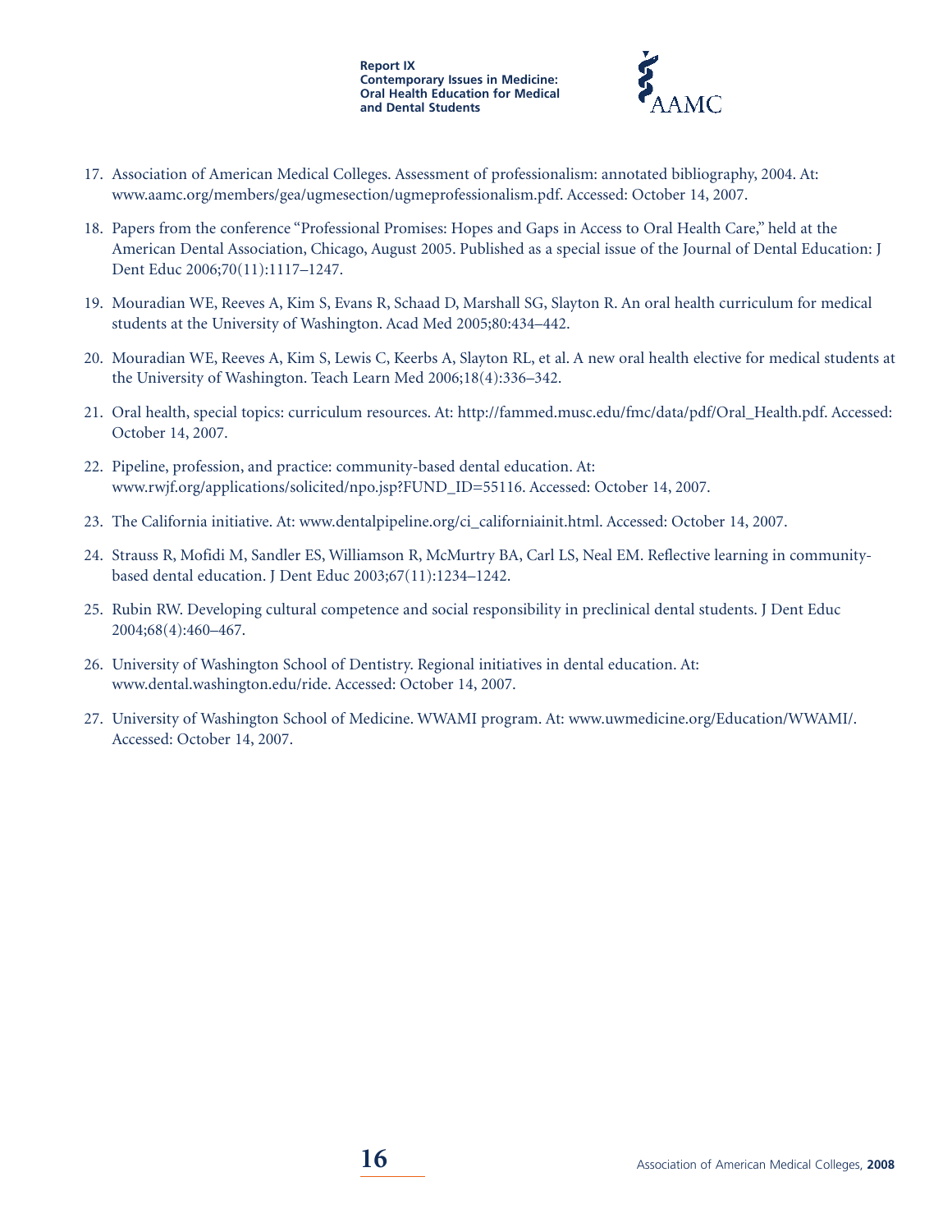17. Association of American Medical Colleges. Assessment of professionalism: annotated bibliography, 2004. At: www.aamc.org/members/gea/ugmesection/ugmeprofessionalism.pdf. Accessed: October 14, 2007.

18. Papers from the conference "Professional Promises: Hopes and Gaps in Access to Oral Health Care," held at the American Dental Association, Chicago, August 2005. Published as a special issue of the Journal of Dental Education: J Dent Educ 2006;70(11):1117–1247.

19. Mouradian WE, Reeves A, Kim S, Evans R, Schaad D, Marshall SG, Slayton R. An oral health curriculum for medical students at the University of Washington. Acad Med 2005;80:434–442.

20. Mouradian WE, Reeves A, Kim S, Lewis C, Keerbs A, Slayton RL, et al. A new oral health elective for medical students at the University of Washington. Teach Learn Med 2006;18(4):336–342.

21. Oral health, special topics: curriculum resources. At: http://fammed.musc.edu/fmc/data/pdf/Oral_Health.pdf. Accessed: October 14, 2007.

22. Pipeline, profession, and practice: community-based dental education. At: www.rwjf.org/applications/solicited/npo.jsp?FUND_ID=55116. Accessed: October 14, 2007.

23. The California initiative. At: www.dentalpipeline.org/ci_californiainit.html. Accessed: October 14, 2007.

24. Strauss R, Mofidi M, Sandler ES, Williamson R, McMurtry BA, Carl LS, Neal EM. Reflective learning in community-based dental education. J Dent Educ 2003;67(11):1234–1242.

25. Rubin RW. Developing cultural competence and social responsibility in preclinical dental students. J Dent Educ 2004;68(4):460–467.

26. University of Washington School of Dentistry. Regional initiatives in dental education. At: www.dental.washington.edu/ride. Accessed: October 14, 2007.

27. University of Washington School of Medicine. WWAMI program. At: www.uwmedicine.org/Education/WWAMI/. Accessed: October 14, 2007.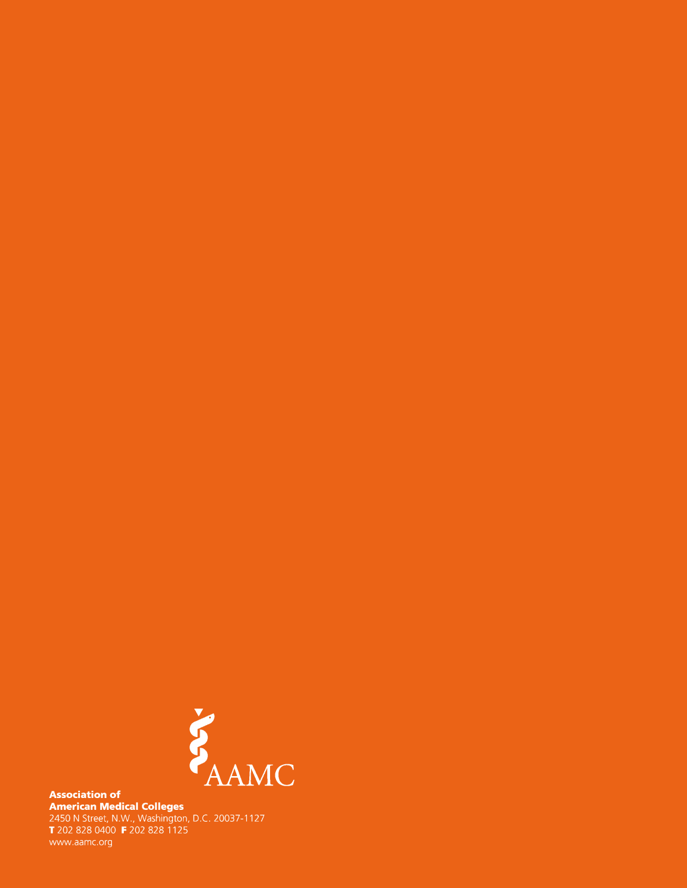AAMC

**Association of**
**American Medical Colleges**
2450 N Street, N.W., Washington, D.C. 20037-1127
**T** 202 828 0400 **F** 202 828 1125
www.aamc.org